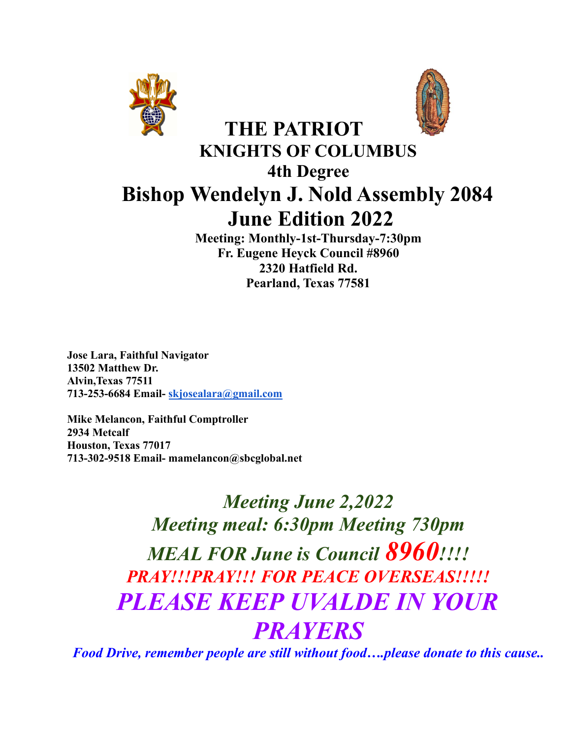# THE PATRIOT

## KNIGHTS OF COLUMBUS

### 4th Degree

# Bishop Wendelyn J. Nold Assembly 2084

# June Edition 2022

**Meeting: Monthly-1st-Thursday-7:30pm**
**Fr. Eugene Heyck Council #8960**
**2320 Hatfield Rd.**
**Pearland, Texas 77581**

**Jose Lara, Faithful Navigator**
**13502 Matthew Dr.**
**Alvin,Texas 77511**
**713-253-6684 Email- skjosealara@gmail.com**

**Mike Melancon, Faithful Comptroller**
**2934 Metcalf**
**Houston, Texas 77017**
**713-302-9518 Email- mamelancon@sbcglobal.net**

***Meeting June 2,2022***

***Meeting meal: 6:30pm Meeting 730pm***

***MEAL FOR June is Council 8960!!!!***

***PRAY!!!PRAY!!! FOR PEACE OVERSEAS!!!!!***

***PLEASE KEEP UVALDE IN YOUR PRAYERS***

***Food Drive, remember people are still without food….please donate to this cause..***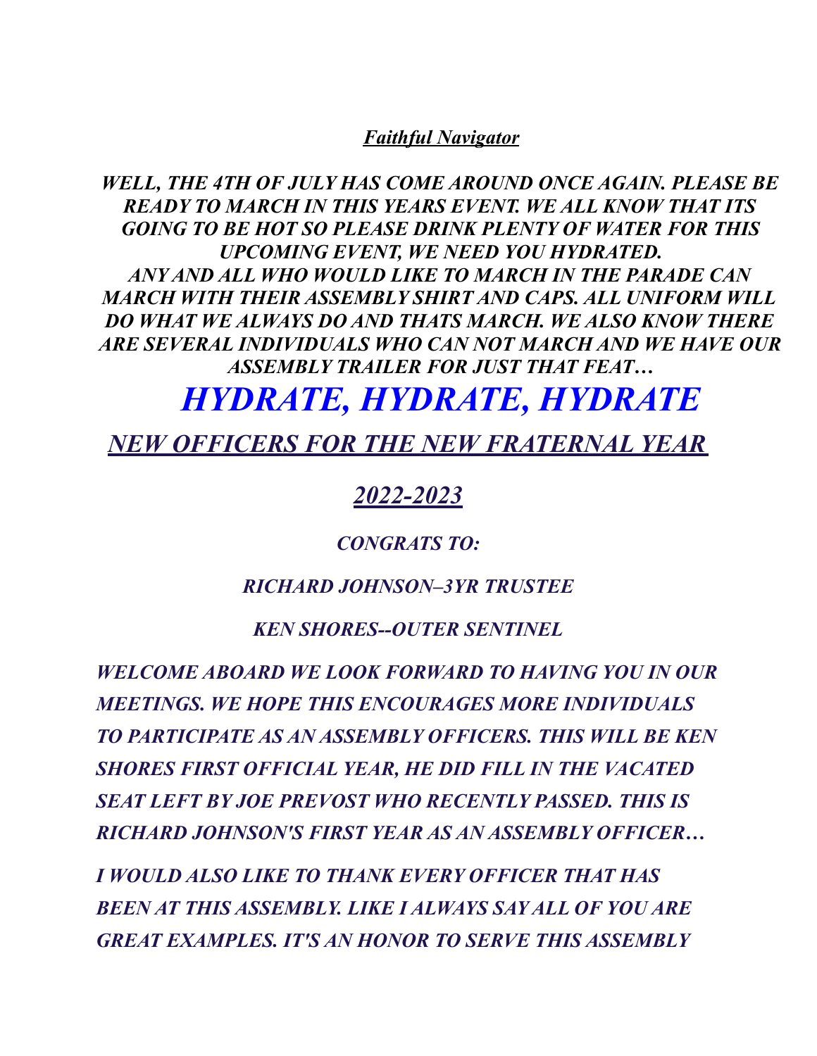## ***Faithful Navigator***

***WELL, THE 4TH OF JULY HAS COME AROUND ONCE AGAIN. PLEASE BE READY TO MARCH IN THIS YEARS EVENT. WE ALL KNOW THAT ITS GOING TO BE HOT SO PLEASE DRINK PLENTY OF WATER FOR THIS UPCOMING EVENT, WE NEED YOU HYDRATED.***
***ANY AND ALL WHO WOULD LIKE TO MARCH IN THE PARADE CAN MARCH WITH THEIR ASSEMBLY SHIRT AND CAPS. ALL UNIFORM WILL DO WHAT WE ALWAYS DO AND THATS MARCH. WE ALSO KNOW THERE ARE SEVERAL INDIVIDUALS WHO CAN NOT MARCH AND WE HAVE OUR ASSEMBLY TRAILER FOR JUST THAT FEAT…***

# ***HYDRATE, HYDRATE, HYDRATE***

## ***NEW OFFICERS FOR THE NEW FRATERNAL YEAR***

## ***2022-2023***

***CONGRATS TO:***

***RICHARD JOHNSON–3YR TRUSTEE***

***KEN SHORES--OUTER SENTINEL***

***WELCOME ABOARD WE LOOK FORWARD TO HAVING YOU IN OUR MEETINGS. WE HOPE THIS ENCOURAGES MORE INDIVIDUALS TO PARTICIPATE AS AN ASSEMBLY OFFICERS. THIS WILL BE KEN SHORES FIRST OFFICIAL YEAR, HE DID FILL IN THE VACATED SEAT LEFT BY JOE PREVOST WHO RECENTLY PASSED. THIS IS RICHARD JOHNSON'S FIRST YEAR AS AN ASSEMBLY OFFICER…***

***I WOULD ALSO LIKE TO THANK EVERY OFFICER THAT HAS BEEN AT THIS ASSEMBLY. LIKE I ALWAYS SAY ALL OF YOU ARE GREAT EXAMPLES. IT'S AN HONOR TO SERVE THIS ASSEMBLY***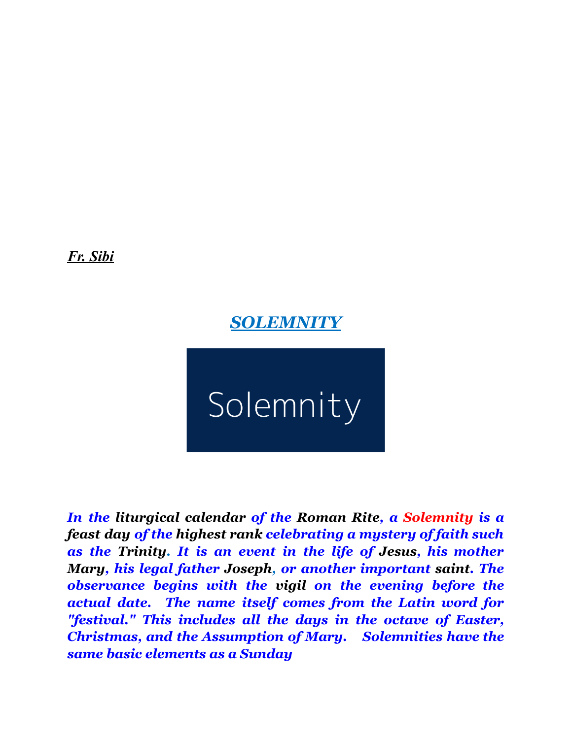***Fr. Sibi***

## ***SOLEMNITY***

Solemnity

***In the liturgical calendar of the Roman Rite, a Solemnity is a feast day of the highest rank celebrating a mystery of faith such as the Trinity. It is an event in the life of Jesus, his mother Mary, his legal father Joseph, or another important saint. The observance begins with the vigil on the evening before the actual date. The name itself comes from the Latin word for "festival." This includes all the days in the octave of Easter, Christmas, and the Assumption of Mary. Solemnities have the same basic elements as a Sunday***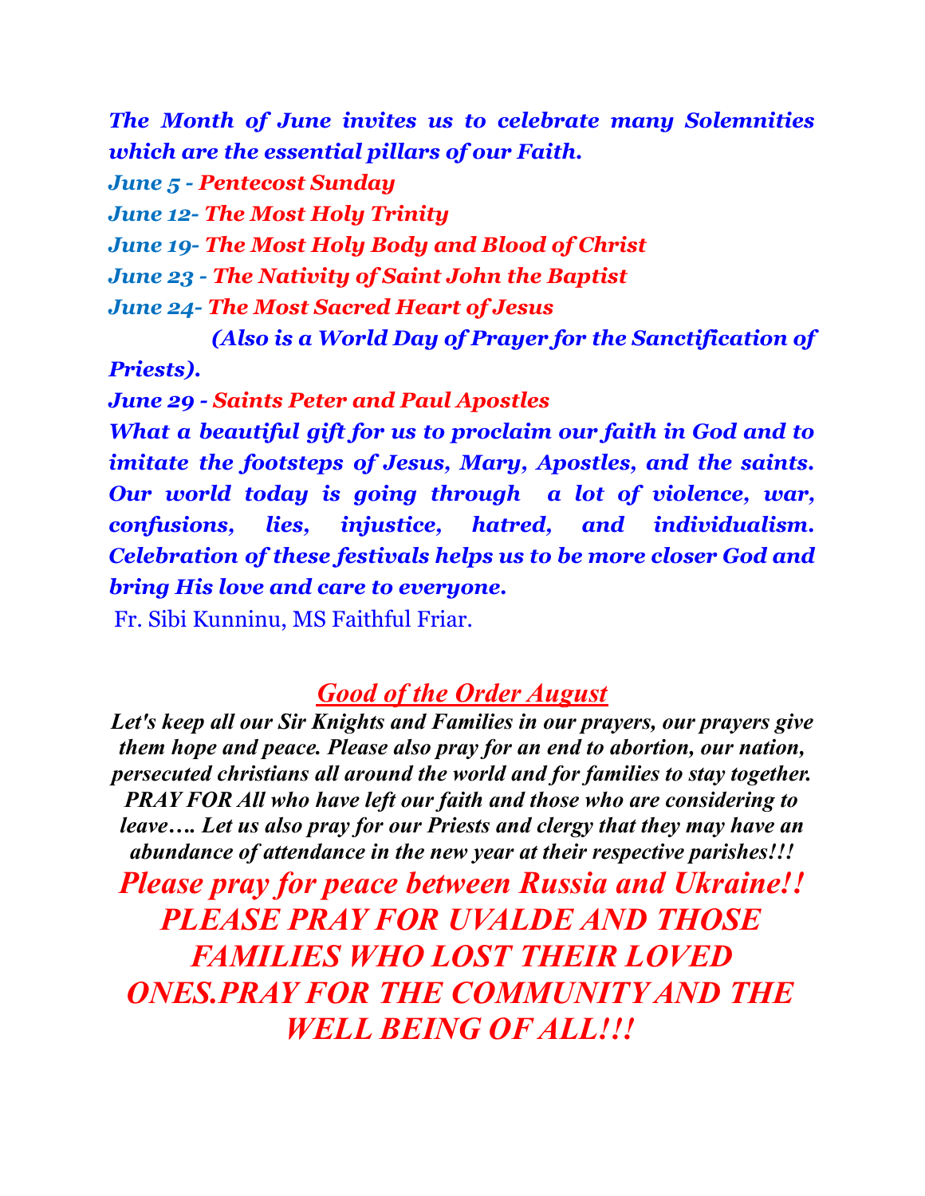***The Month of June invites us to celebrate many Solemnities which are the essential pillars of our Faith.***

***June 5 - Pentecost Sunday***

***June 12- The Most Holy Trinity***

***June 19- The Most Holy Body and Blood of Christ***

***June 23 - The Nativity of Saint John the Baptist***

***June 24- The Most Sacred Heart of Jesus***

***(Also is a World Day of Prayer for the Sanctification of Priests).***

***June 29 - Saints Peter and Paul Apostles***

***What a beautiful gift for us to proclaim our faith in God and to imitate the footsteps of Jesus, Mary, Apostles, and the saints. Our world today is going through a lot of violence, war, confusions, lies, injustice, hatred, and individualism. Celebration of these festivals helps us to be more closer God and bring His love and care to everyone.***

Fr. Sibi Kunninu, MS Faithful Friar.

## ***Good of the Order August***

***Let's keep all our Sir Knights and Families in our prayers, our prayers give them hope and peace. Please also pray for an end to abortion, our nation, persecuted christians all around the world and for families to stay together. PRAY FOR All who have left our faith and those who are considering to leave…. Let us also pray for our Priests and clergy that they may have an abundance of attendance in the new year at their respective parishes!!!***

***Please pray for peace between Russia and Ukraine!! PLEASE PRAY FOR UVALDE AND THOSE FAMILIES WHO LOST THEIR LOVED ONES.PRAY FOR THE COMMUNITY AND THE WELL BEING OF ALL!!!***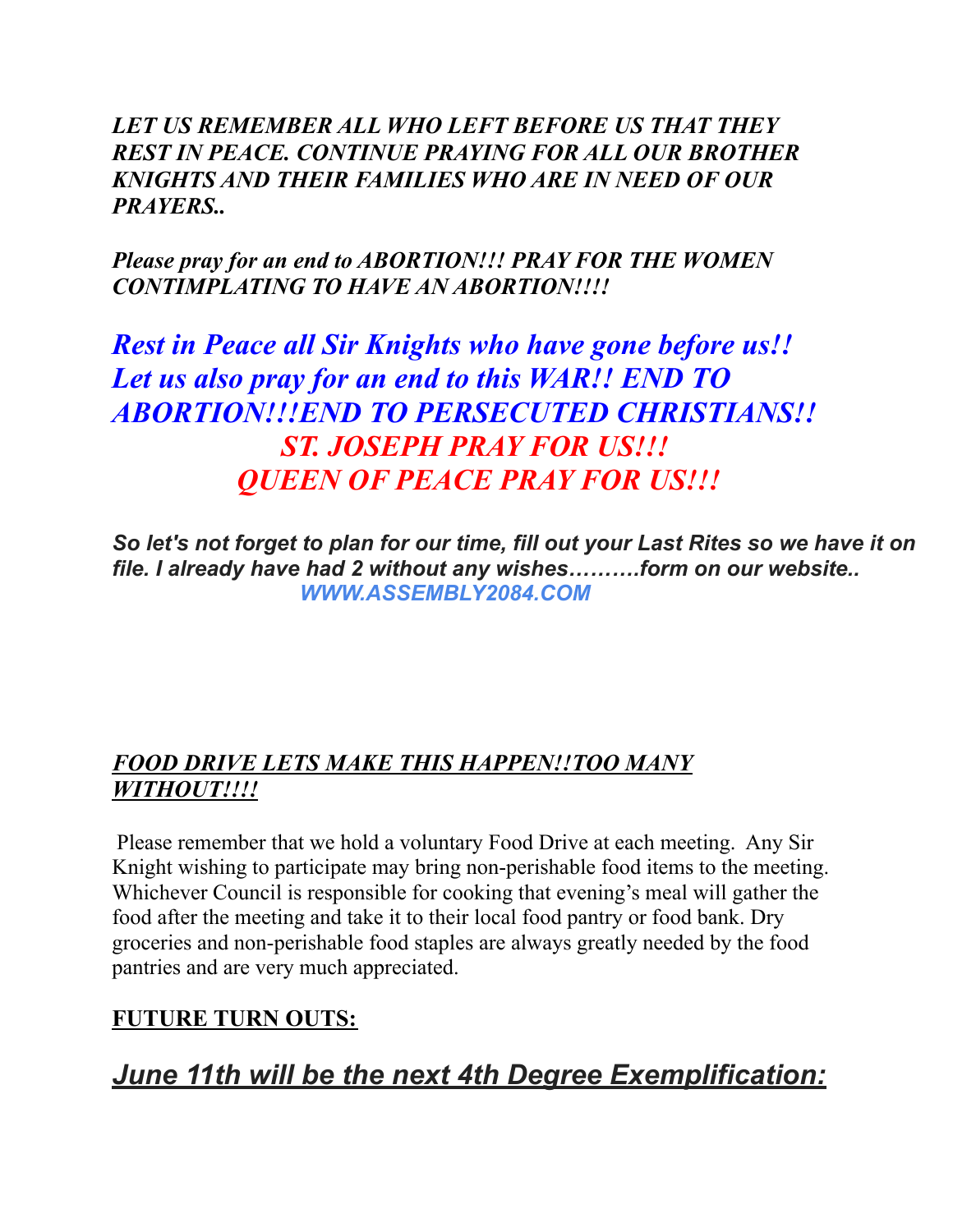***LET US REMEMBER ALL WHO LEFT BEFORE US THAT THEY REST IN PEACE. CONTINUE PRAYING FOR ALL OUR BROTHER KNIGHTS AND THEIR FAMILIES WHO ARE IN NEED OF OUR PRAYERS..***

***Please pray for an end to ABORTION!!! PRAY FOR THE WOMEN CONTIMPLATING TO HAVE AN ABORTION!!!!***

***Rest in Peace all Sir Knights who have gone before us!! Let us also pray for an end to this WAR!! END TO ABORTION!!!END TO PERSECUTED CHRISTIANS!!***

***ST. JOSEPH PRAY FOR US!!!***
***QUEEN OF PEACE PRAY FOR US!!!***

***So let's not forget to plan for our time, fill out your Last Rites so we have it on file. I already have had 2 without any wishes……….form on our website..***
***WWW.ASSEMBLY2084.COM***

***FOOD DRIVE LETS MAKE THIS HAPPEN!!TOO MANY WITHOUT!!!!***

Please remember that we hold a voluntary Food Drive at each meeting. Any Sir Knight wishing to participate may bring non-perishable food items to the meeting. Whichever Council is responsible for cooking that evening's meal will gather the food after the meeting and take it to their local food pantry or food bank. Dry groceries and non-perishable food staples are always greatly needed by the food pantries and are very much appreciated.

**FUTURE TURN OUTS:**

## ***June 11th will be the next 4th Degree Exemplification:***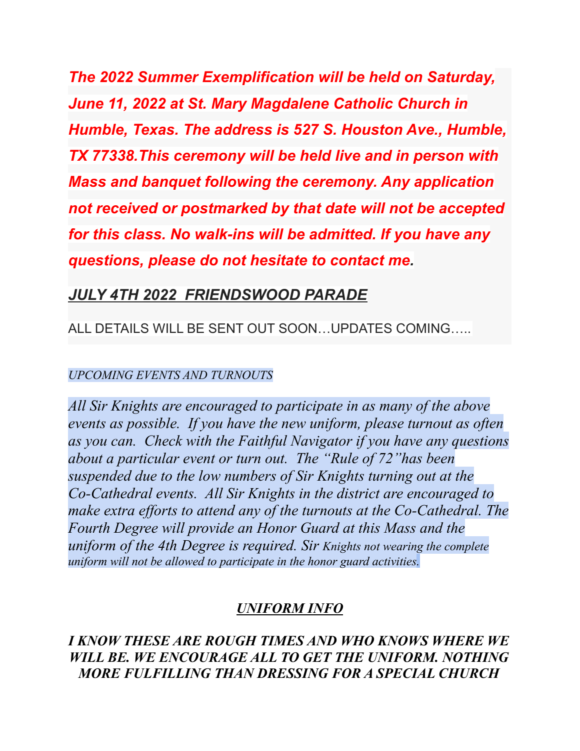***The 2022 Summer Exemplification will be held on Saturday, June 11, 2022 at St. Mary Magdalene Catholic Church in Humble, Texas. The address is 527 S. Houston Ave., Humble, TX 77338.This ceremony will be held live and in person with Mass and banquet following the ceremony. Any application not received or postmarked by that date will not be accepted for this class. No walk-ins will be admitted. If you have any questions, please do not hesitate to contact me.***

## *JULY 4TH 2022 FRIENDSWOOD PARADE*

ALL DETAILS WILL BE SENT OUT SOON…UPDATES COMING…..

*UPCOMING EVENTS AND TURNOUTS*

*All Sir Knights are encouraged to participate in as many of the above events as possible. If you have the new uniform, please turnout as often as you can. Check with the Faithful Navigator if you have any questions about a particular event or turn out. The "Rule of 72"has been suspended due to the low numbers of Sir Knights turning out at the Co-Cathedral events. All Sir Knights in the district are encouraged to make extra efforts to attend any of the turnouts at the Co-Cathedral. The Fourth Degree will provide an Honor Guard at this Mass and the uniform of the 4th Degree is required. Sir Knights not wearing the complete uniform will not be allowed to participate in the honor guard activities.*

## *UNIFORM INFO*

***I KNOW THESE ARE ROUGH TIMES AND WHO KNOWS WHERE WE WILL BE. WE ENCOURAGE ALL TO GET THE UNIFORM. NOTHING MORE FULFILLING THAN DRESSING FOR A SPECIAL CHURCH***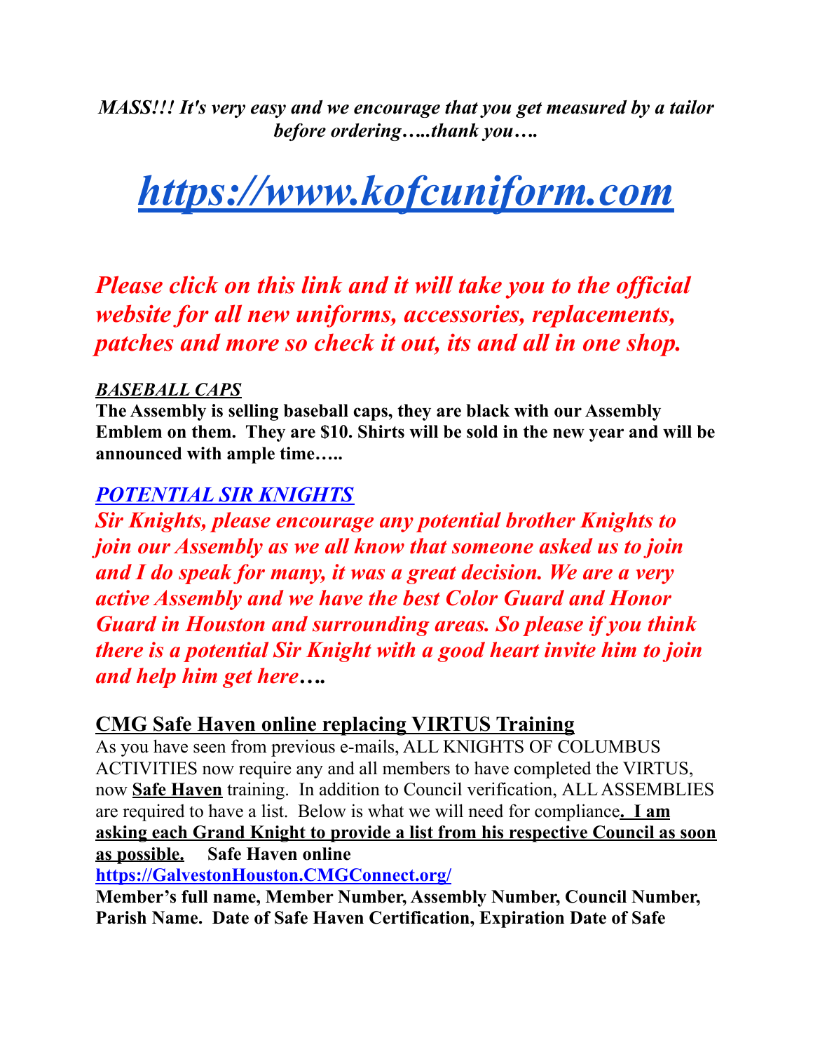*MASS!!! It's very easy and we encourage that you get measured by a tailor before ordering…..thank you….*

# *[https://www.kofcuniform.com](https://www.kofcuniform.com)*

## *Please click on this link and it will take you to the official website for all new uniforms, accessories, replacements, patches and more so check it out, its and all in one shop.*

***BASEBALL CAPS***

**The Assembly is selling baseball caps, they are black with our Assembly Emblem on them. They are $10. Shirts will be sold in the new year and will be announced with ample time…..**

### ***POTENTIAL SIR KNIGHTS***

***Sir Knights, please encourage any potential brother Knights to join our Assembly as we all know that someone asked us to join and I do speak for many, it was a great decision. We are a very active Assembly and we have the best Color Guard and Honor Guard in Houston and surrounding areas. So please if you think there is a potential Sir Knight with a good heart invite him to join and help him get here….***

### CMG Safe Haven online replacing VIRTUS Training

As you have seen from previous e-mails, ALL KNIGHTS OF COLUMBUS ACTIVITIES now require any and all members to have completed the VIRTUS, now **Safe Haven** training. In addition to Council verification, ALL ASSEMBLIES are required to have a list. Below is what we will need for compliance**. I am asking each Grand Knight to provide a list from his respective Council as soon as possible.** **Safe Haven online**

**[https://GalvestonHouston.CMGConnect.org/](https://GalvestonHouston.CMGConnect.org/)**

**Member's full name, Member Number, Assembly Number, Council Number, Parish Name. Date of Safe Haven Certification, Expiration Date of Safe**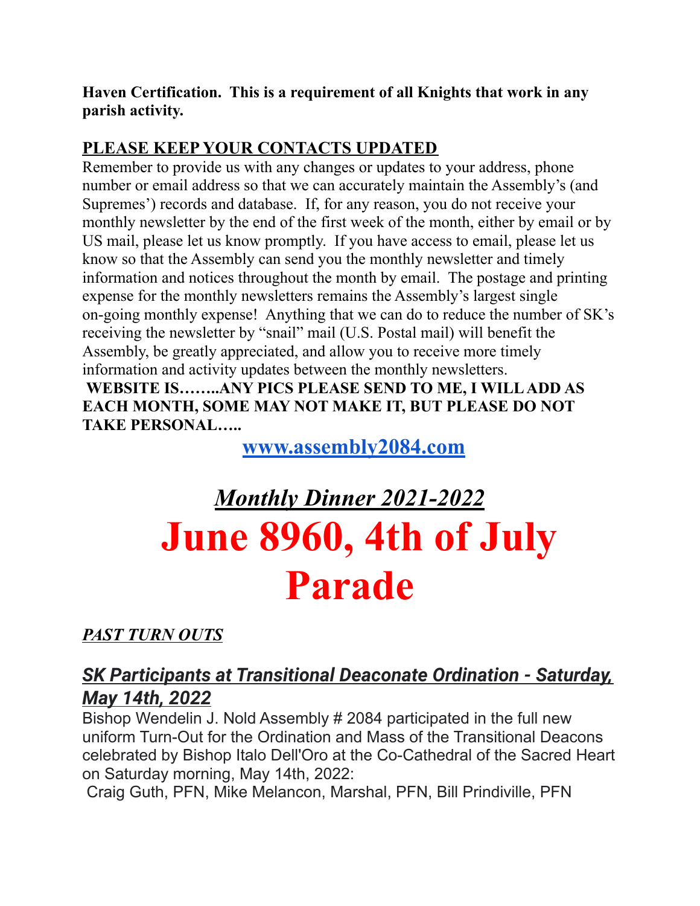**Haven Certification. This is a requirement of all Knights that work in any parish activity.**

## PLEASE KEEP YOUR CONTACTS UPDATED

Remember to provide us with any changes or updates to your address, phone number or email address so that we can accurately maintain the Assembly's (and Supremes') records and database. If, for any reason, you do not receive your monthly newsletter by the end of the first week of the month, either by email or by US mail, please let us know promptly. If you have access to email, please let us know so that the Assembly can send you the monthly newsletter and timely information and notices throughout the month by email. The postage and printing expense for the monthly newsletters remains the Assembly's largest single on-going monthly expense! Anything that we can do to reduce the number of SK's receiving the newsletter by "snail" mail (U.S. Postal mail) will benefit the Assembly, be greatly appreciated, and allow you to receive more timely information and activity updates between the monthly newsletters.

**WEBSITE IS……..ANY PICS PLEASE SEND TO ME, I WILL ADD AS EACH MONTH, SOME MAY NOT MAKE IT, BUT PLEASE DO NOT TAKE PERSONAL…..**

**www.assembly2084.com**

## *Monthly Dinner 2021-2022*

# June 8960, 4th of July Parade

***PAST TURN OUTS***

### *SK Participants at Transitional Deaconate Ordination - Saturday, May 14th, 2022*

Bishop Wendelin J. Nold Assembly # 2084 participated in the full new uniform Turn-Out for the Ordination and Mass of the Transitional Deacons celebrated by Bishop Italo Dell'Oro at the Co-Cathedral of the Sacred Heart on Saturday morning, May 14th, 2022:

Craig Guth, PFN, Mike Melancon, Marshal, PFN, Bill Prindiville, PFN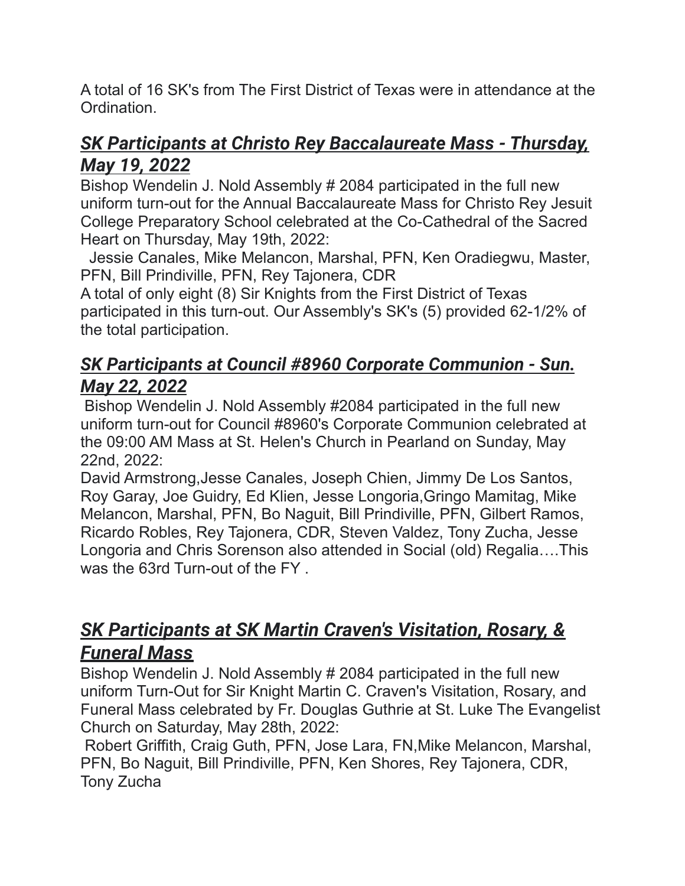A total of 16 SK's from The First District of Texas were in attendance at the Ordination.

## ***SK Participants at Christo Rey Baccalaureate Mass - Thursday, May 19, 2022***

Bishop Wendelin J. Nold Assembly # 2084 participated in the full new uniform turn-out for the Annual Baccalaureate Mass for Christo Rey Jesuit College Preparatory School celebrated at the Co-Cathedral of the Sacred Heart on Thursday, May 19th, 2022:

Jessie Canales, Mike Melancon, Marshal, PFN, Ken Oradiegwu, Master, PFN, Bill Prindiville, PFN, Rey Tajonera, CDR

A total of only eight (8) Sir Knights from the First District of Texas participated in this turn-out. Our Assembly's SK's (5) provided 62-1/2% of the total participation.

## ***SK Participants at Council #8960 Corporate Communion - Sun. May 22, 2022***

Bishop Wendelin J. Nold Assembly #2084 participated in the full new uniform turn-out for Council #8960's Corporate Communion celebrated at the 09:00 AM Mass at St. Helen's Church in Pearland on Sunday, May 22nd, 2022:

David Armstrong,Jesse Canales, Joseph Chien, Jimmy De Los Santos, Roy Garay, Joe Guidry, Ed Klien, Jesse Longoria,Gringo Mamitag, Mike Melancon, Marshal, PFN, Bo Naguit, Bill Prindiville, PFN, Gilbert Ramos, Ricardo Robles, Rey Tajonera, CDR, Steven Valdez, Tony Zucha, Jesse Longoria and Chris Sorenson also attended in Social (old) Regalia….This was the 63rd Turn-out of the FY .

## ***SK Participants at SK Martin Craven's Visitation, Rosary, & Funeral Mass***

Bishop Wendelin J. Nold Assembly # 2084 participated in the full new uniform Turn-Out for Sir Knight Martin C. Craven's Visitation, Rosary, and Funeral Mass celebrated by Fr. Douglas Guthrie at St. Luke The Evangelist Church on Saturday, May 28th, 2022:

Robert Griffith, Craig Guth, PFN, Jose Lara, FN,Mike Melancon, Marshal, PFN, Bo Naguit, Bill Prindiville, PFN, Ken Shores, Rey Tajonera, CDR, Tony Zucha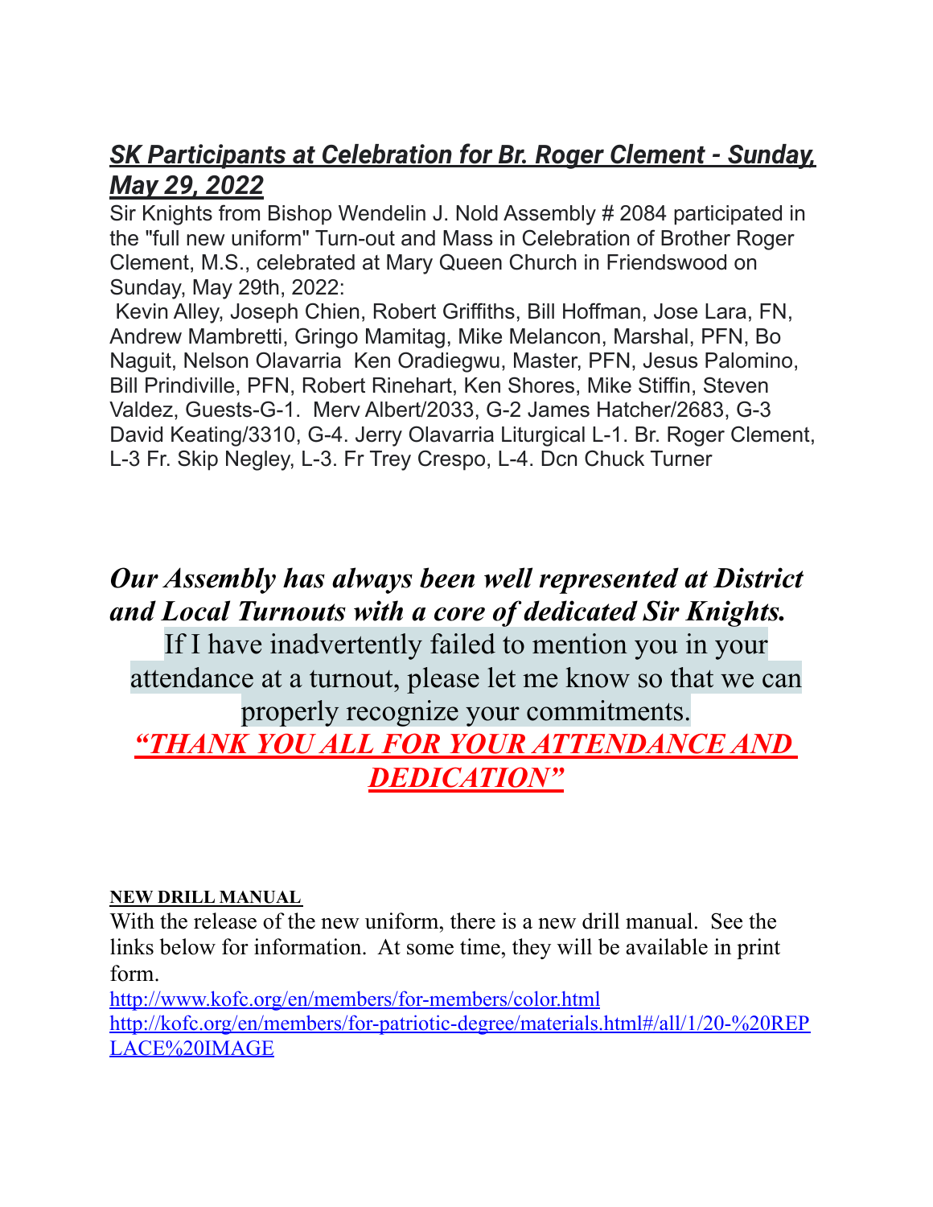## ***SK Participants at Celebration for Br. Roger Clement - Sunday, May 29, 2022***

Sir Knights from Bishop Wendelin J. Nold Assembly # 2084 participated in the "full new uniform" Turn-out and Mass in Celebration of Brother Roger Clement, M.S., celebrated at Mary Queen Church in Friendswood on Sunday, May 29th, 2022:

Kevin Alley, Joseph Chien, Robert Griffiths, Bill Hoffman, Jose Lara, FN, Andrew Mambretti, Gringo Mamitag, Mike Melancon, Marshal, PFN, Bo Naguit, Nelson Olavarria Ken Oradiegwu, Master, PFN, Jesus Palomino, Bill Prindiville, PFN, Robert Rinehart, Ken Shores, Mike Stiffin, Steven Valdez, Guests-G-1. Merv Albert/2033, G-2 James Hatcher/2683, G-3 David Keating/3310, G-4. Jerry Olavarria Liturgical L-1. Br. Roger Clement, L-3 Fr. Skip Negley, L-3. Fr Trey Crespo, L-4. Dcn Chuck Turner

***Our Assembly has always been well represented at District and Local Turnouts with a core of dedicated Sir Knights.***

If I have inadvertently failed to mention you in your attendance at a turnout, please let me know so that we can properly recognize your commitments.

***"THANK YOU ALL FOR YOUR ATTENDANCE AND DEDICATION"***

**NEW DRILL MANUAL**

With the release of the new uniform, there is a new drill manual. See the links below for information. At some time, they will be available in print form.

http://www.kofc.org/en/members/for-members/color.html

http://kofc.org/en/members/for-patriotic-degree/materials.html#/all/1/20-%20REPLACE%20IMAGE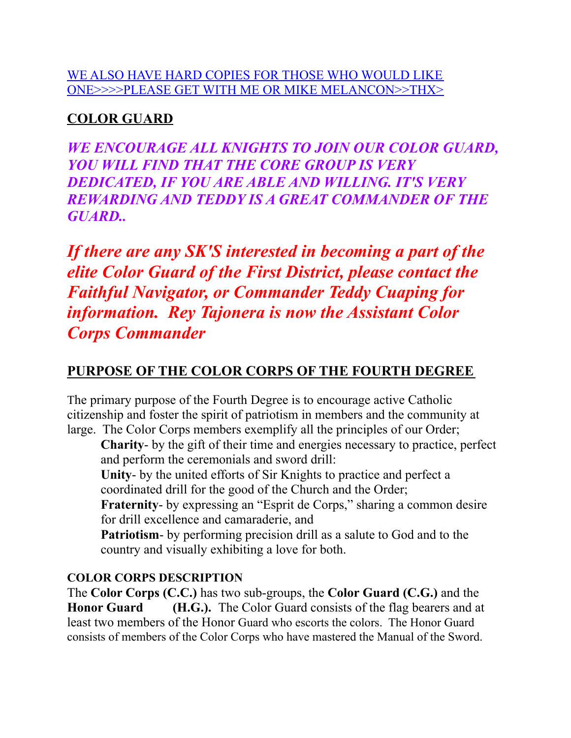WE ALSO HAVE HARD COPIES FOR THOSE WHO WOULD LIKE ONE>>>>PLEASE GET WITH ME OR MIKE MELANCON>>THX>

## COLOR GUARD

***WE ENCOURAGE ALL KNIGHTS TO JOIN OUR COLOR GUARD, YOU WILL FIND THAT THE CORE GROUP IS VERY DEDICATED, IF YOU ARE ABLE AND WILLING. IT'S VERY REWARDING AND TEDDY IS A GREAT COMMANDER OF THE GUARD..***

***If there are any SK'S interested in becoming a part of the elite Color Guard of the First District, please contact the Faithful Navigator, or Commander Teddy Cuaping for information. Rey Tajonera is now the Assistant Color Corps Commander***

## PURPOSE OF THE COLOR CORPS OF THE FOURTH DEGREE

The primary purpose of the Fourth Degree is to encourage active Catholic citizenship and foster the spirit of patriotism in members and the community at large. The Color Corps members exemplify all the principles of our Order;

- **Charity**- by the gift of their time and energies necessary to practice, perfect and perform the ceremonials and sword drill:
- **Unity**- by the united efforts of Sir Knights to practice and perfect a coordinated drill for the good of the Church and the Order;
- **Fraternity**- by expressing an "Esprit de Corps," sharing a common desire for drill excellence and camaraderie, and
- **Patriotism**- by performing precision drill as a salute to God and to the country and visually exhibiting a love for both.

### COLOR CORPS DESCRIPTION

The **Color Corps (C.C.)** has two sub-groups, the **Color Guard (C.G.)** and the **Honor Guard (H.G.).** The Color Guard consists of the flag bearers and at least two members of the Honor Guard who escorts the colors. The Honor Guard consists of members of the Color Corps who have mastered the Manual of the Sword.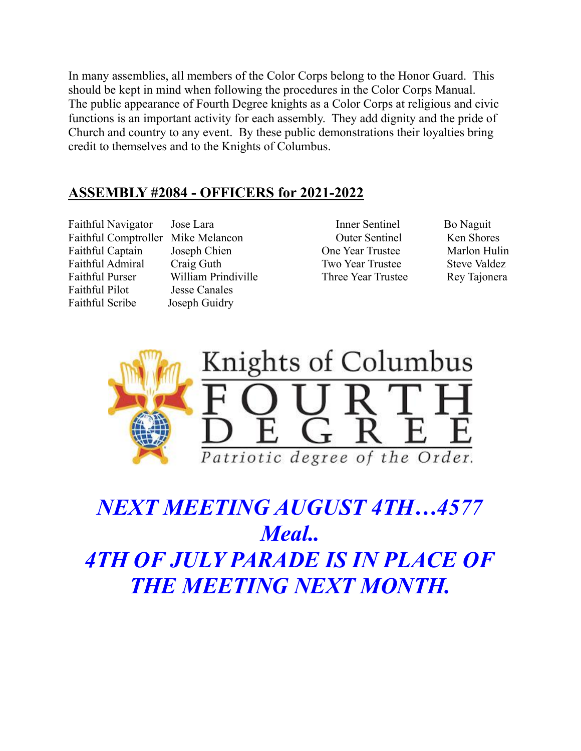In many assemblies, all members of the Color Corps belong to the Honor Guard. This should be kept in mind when following the procedures in the Color Corps Manual. The public appearance of Fourth Degree knights as a Color Corps at religious and civic functions is an important activity for each assembly. They add dignity and the pride of Church and country to any event. By these public demonstrations their loyalties bring credit to themselves and to the Knights of Columbus.

## ASSEMBLY #2084 - OFFICERS for 2021-2022

| | | | |
|---|---|---|---|
| Faithful Navigator | Jose Lara | Inner Sentinel | Bo Naguit |
| Faithful Comptroller | Mike Melancon | Outer Sentinel | Ken Shores |
| Faithful Captain | Joseph Chien | One Year Trustee | Marlon Hulin |
| Faithful Admiral | Craig Guth | Two Year Trustee | Steve Valdez |
| Faithful Purser | William Prindiville | Three Year Trustee | Rey Tajonera |
| Faithful Pilot | Jesse Canales | | |
| Faithful Scribe | Joseph Guidry | | |

Knights of Columbus
FOURTH DEGREE
*Patriotic degree of the Order.*

***NEXT MEETING AUGUST 4TH…4577 Meal..***

***4TH OF JULY PARADE IS IN PLACE OF THE MEETING NEXT MONTH.***